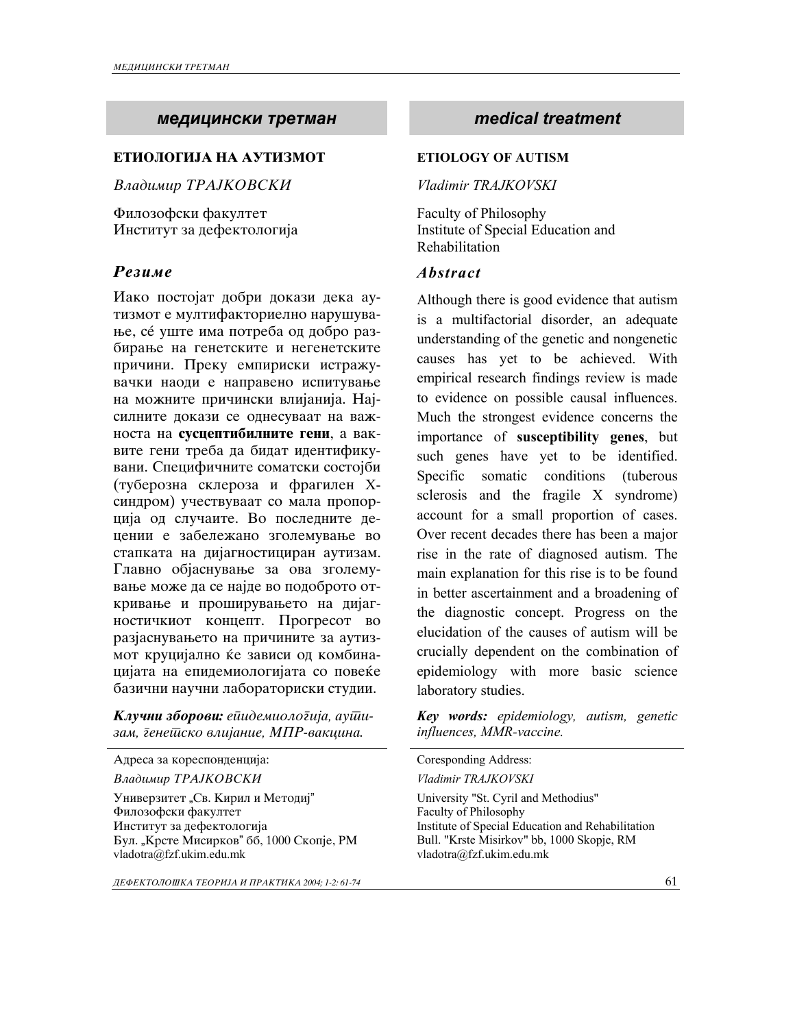## медицински третман

### ЕТИОЛОГИЈА НА АУТИЗМОТ

*Владимир ТРАЈКОВСКИ*

Филозофски факултет
Институт за дефектологија

### *Резиме*

Иако постојат добри докази дека аутизмот е мултифакториелно нарушување, сé уште има потреба од добро разбирање на генетските и негенетските причини. Преку емпириски истражувачки наоди е направено испитување на можните причински влијанија. Најсилните докази се однесуваат на важноста на **сусцептибилните гени**, а вакквите гени треба да бидат идентификувани. Специфичните соматски состојби (туберозна склероза и фрагилен X-синдром) учествуваат со мала пропорција од случаите. Во последните децении е забележано зголемување во стапката на дијагностициран аутизам. Главно објаснување за ова зголемување може да се најде во подоброто откривање и проширувањето на дијагностичкиот концепт. Прогресот во разјаснувањето на причините за аутизмот круцијално ќе зависи од комбинацијата на епидемиологијата со повеќе базични научни лабораториски студии.

***Клучни зборови:*** *епидемиологија, аутизам, генетско влијание, МПР-вакцина.*

Адреса за кореспонденција:
*Владимир ТРАЈКОВСКИ*
Универзитет „Св. Кирил и Методиј"
Филозофски факултет
Институт за дефектологија
Бул. „Крсте Мисирков" бб, 1000 Скопје, РМ
vladotra@fzf.ukim.edu.mk

## medical treatment

### ETIOLOGY OF AUTISM

*Vladimir TRAJKOVSKI*

Faculty of Philosophy
Institute of Special Education and Rehabilitation

### *Abstract*

Although there is good evidence that autism is a multifactorial disorder, an adequate understanding of the genetic and nongenetic causes has yet to be achieved. With empirical research findings review is made to evidence on possible causal influences. Much the strongest evidence concerns the importance of **susceptibility genes**, but such genes have yet to be identified. Specific somatic conditions (tuberous sclerosis and the fragile X syndrome) account for a small proportion of cases. Over recent decades there has been a major rise in the rate of diagnosed autism. The main explanation for this rise is to be found in better ascertainment and a broadening of the diagnostic concept. Progress on the elucidation of the causes of autism will be crucially dependent on the combination of epidemiology with more basic science laboratory studies.

***Key words:*** *epidemiology, autism, genetic influences, MMR-vaccine.*

Coresponding Address:
*Vladimir TRAJKOVSKI*
University "St. Cyril and Methodius"
Faculty of Philosophy
Institute of Special Education and Rehabilitation
Bull. "Krste Misirkov" bb, 1000 Skopje, RM
vladotra@fzf.ukim.edu.mk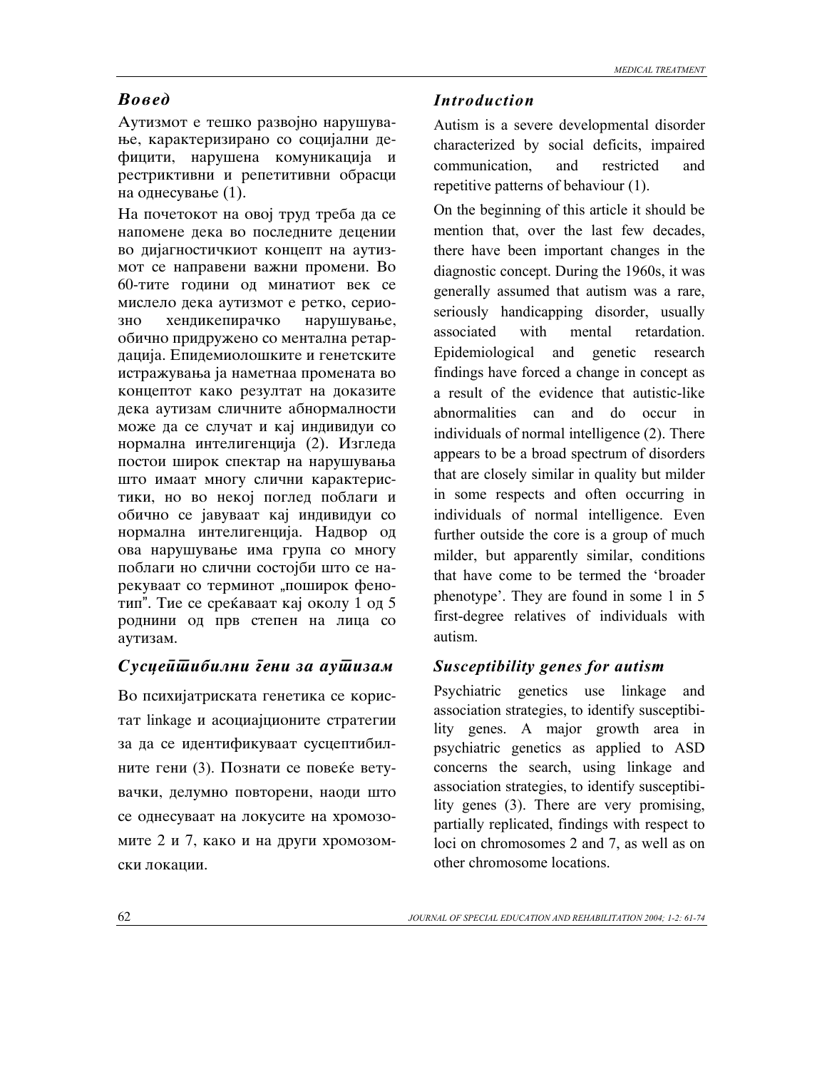## *Вовед*

Аутизмот е тешко развојно нарушување, карактеризирано со социјални дефицити, нарушена комуникација и рестриктивни и репетитивни обрасци на однесување (1).

На почетокот на овој труд треба да се напомене дека во последните децении во дијагностичкиот концепт на аутизмот се направени важни промени. Во 60-тите години од минатиот век се мислело дека аутизмот е ретко, сериозно хендикепирачко нарушување, обично придружено со ментална ретардација. Епидемиолошките и генетските истражувања ја наметнаа промената во концептот како резултат на доказите дека аутизам сличните абнормалности може да се случат и кај индивидуи со нормална интелигенција (2). Изгледа постои широк спектар на нарушувања што имаат многу слични карактеристики, но во некој поглед поблаги и обично се јавуваат кај индивидуи со нормална интелигенција. Надвор од ова нарушување има група со многу поблаги но слични состојби што се нарекуваат со терминот „поширок фенотип". Тие се среќаваат кај околу 1 од 5 роднини од прв степен на лица со аутизам.

## *Сусцептибилни гени за аутизам*

Во психијатриската генетика се користат linkage и асоцијационите стратегии за да се идентификуваат сусцептибилните гени (3). Познати се повеќе ветувачки, делумно повторени, наоди што се однесуваат на локусите на хромозомите 2 и 7, како и на други хромозомски локации.

## *Introduction*

Autism is a severe developmental disorder characterized by social deficits, impaired communication, and restricted and repetitive patterns of behaviour (1).

On the beginning of this article it should be mention that, over the last few decades, there have been important changes in the diagnostic concept. During the 1960s, it was generally assumed that autism was a rare, seriously handicapping disorder, usually associated with mental retardation. Epidemiological and genetic research findings have forced a change in concept as a result of the evidence that autistic-like abnormalities can and do occur in individuals of normal intelligence (2). There appears to be a broad spectrum of disorders that are closely similar in quality but milder in some respects and often occurring in individuals of normal intelligence. Even further outside the core is a group of much milder, but apparently similar, conditions that have come to be termed the 'broader phenotype'. They are found in some 1 in 5 first-degree relatives of individuals with autism.

## *Susceptibility genes for autism*

Psychiatric genetics use linkage and association strategies, to identify susceptibility genes. A major growth area in psychiatric genetics as applied to ASD concerns the search, using linkage and association strategies, to identify susceptibility genes (3). There are very promising, partially replicated, findings with respect to loci on chromosomes 2 and 7, as well as on other chromosome locations.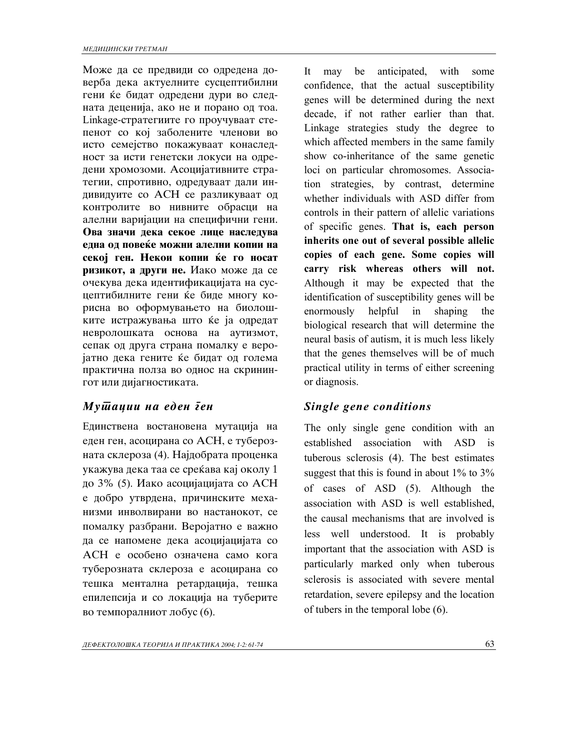Може да се предвиди со одредена доверба дека актуелните сусцептибилни гени ќе бидат одредени дури во следната деценија, ако не и порано од тоа. Linkage-стратегиите го проучуваат степенот со кој заболените членови во исто семејство покажуваат конаследност за исти генетски локуси на одредени хромозоми. Асоцијативните стратегии, спротивно, одредуваат дали индивидуите со АСН се разликуваат од контролите во нивните обрасци на алелни варијации на специфични гени. **Ова значи дека секое лице наследува една од повеќе можни алелни копии на секој ген. Некои копии ќе го носат ризикот, а други не.** Иако може да се очекува дека идентификацијата на сусцептибилните гени ќе биде многу корисна во оформувањето на биолошките истражувања што ќе ја одредат невролошката основа на аутизмот, сепак од друга страна помалку е веројатно дека гените ќе бидат од голема практична полза во однос на скринингот или дијагностиката.

## *Мутации на еден ген*

Единствена востановена мутација на еден ген, асоцирана со АСН, е туберозната склероза (4). Најдобрата проценка укажува дека таа се среќава кај околу 1 до 3% (5). Иако асоцијацијата со АСН е добро утврдена, причинските механизми инволвирани во настанокот, се помалку разбрани. Веројатно е важно да се напомене дека асоцијацијата со АСН е особено означена само кога туберозната склероза е асоцирана со тешка ментална ретардација, тешка епилепсија и со локација на туберите во темпоралниот лобус (6).

It may be anticipated, with some confidence, that the actual susceptibility genes will be determined during the next decade, if not rather earlier than that. Linkage strategies study the degree to which affected members in the same family show co-inheritance of the same genetic loci on particular chromosomes. Association strategies, by contrast, determine whether individuals with ASD differ from controls in their pattern of allelic variations of specific genes. **That is, each person inherits one out of several possible allelic copies of each gene. Some copies will carry risk whereas others will not.** Although it may be expected that the identification of susceptibility genes will be enormously helpful in shaping the biological research that will determine the neural basis of autism, it is much less likely that the genes themselves will be of much practical utility in terms of either screening or diagnosis.

## *Single gene conditions*

The only single gene condition with an established association with ASD is tuberous sclerosis (4). The best estimates suggest that this is found in about 1% to 3% of cases of ASD (5). Although the association with ASD is well established, the causal mechanisms that are involved is less well understood. It is probably important that the association with ASD is particularly marked only when tuberous sclerosis is associated with severe mental retardation, severe epilepsy and the location of tubers in the temporal lobe (6).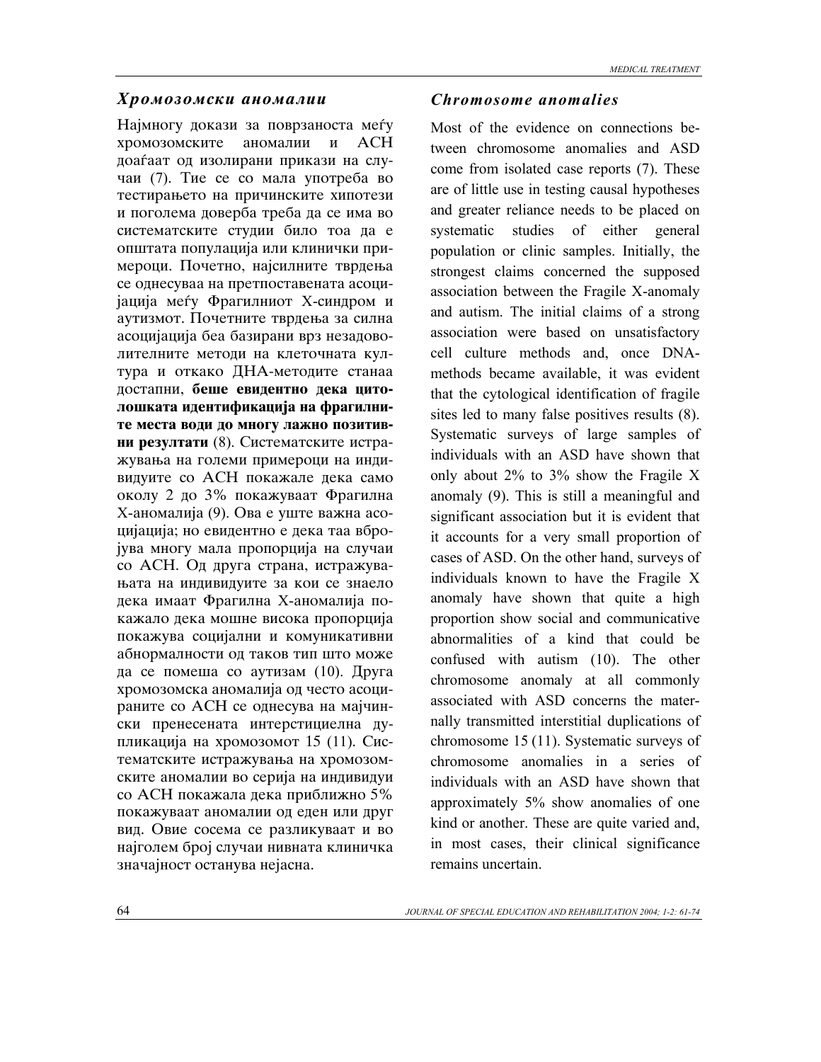## *Хромозомски аномалии*

Најмногу докази за поврзаноста меѓу хромозомските аномалии и АСН доаѓаат од изолирани прикази на случаи (7). Тие се со мала употреба во тестирањето на причинските хипотези и поголема доверба треба да се има во систематските студии било тоа да е општата популација или клинички примероци. Почетно, најсилните тврдења се однесуваа на претпоставената асоцијација меѓу Фрагилниот Х-синдром и аутизмот. Почетните тврдења за силна асоцијација беа базирани врз незадоволителните методи на клеточната култура и откако ДНА-методите станаа достапни, **беше евидентно дека цитолошката идентификација на фрагилните места води до многу лажно позитивни резултати** (8). Систематските истражувања на големи примероци на индивидуите со АСН покажале дека само околу 2 до 3% покажуваат Фрагилна Х-аномалија (9). Ова е уште важна асоцијација; но евидентно е дека таа вбројува многу мала пропорција на случаи со АСН. Од друга страна, истражувањата на индивидуите за кои се знаело дека имаат Фрагилна Х-аномалија покажало дека мошне висока пропорција покажува социјални и комуникативни абнормалности од таков тип што може да се помеша со аутизам (10). Друга хромозомска аномалија од често асоцираните со АСН се однесува на мајчински пренесената интерстициелна дупликација на хромозомот 15 (11). Систематските истражувања на хромозомските аномалии во серија на индивидуи со АСН покажала дека приближно 5% покажуваат аномалии од еден или друг вид. Овие сосема се разликуваат и во најголем број случаи нивната клиничка значајност останува нејасна.

## *Chromosome anomalies*

Most of the evidence on connections between chromosome anomalies and ASD come from isolated case reports (7). These are of little use in testing causal hypotheses and greater reliance needs to be placed on systematic studies of either general population or clinic samples. Initially, the strongest claims concerned the supposed association between the Fragile X-anomaly and autism. The initial claims of a strong association were based on unsatisfactory cell culture methods and, once DNA-methods became available, it was evident that the cytological identification of fragile sites led to many false positives results (8). Systematic surveys of large samples of individuals with an ASD have shown that only about 2% to 3% show the Fragile X anomaly (9). This is still a meaningful and significant association but it is evident that it accounts for a very small proportion of cases of ASD. On the other hand, surveys of individuals known to have the Fragile X anomaly have shown that quite a high proportion show social and communicative abnormalities of a kind that could be confused with autism (10). The other chromosome anomaly at all commonly associated with ASD concerns the maternally transmitted interstitial duplications of chromosome 15 (11). Systematic surveys of chromosome anomalies in a series of individuals with an ASD have shown that approximately 5% show anomalies of one kind or another. These are quite varied and, in most cases, their clinical significance remains uncertain.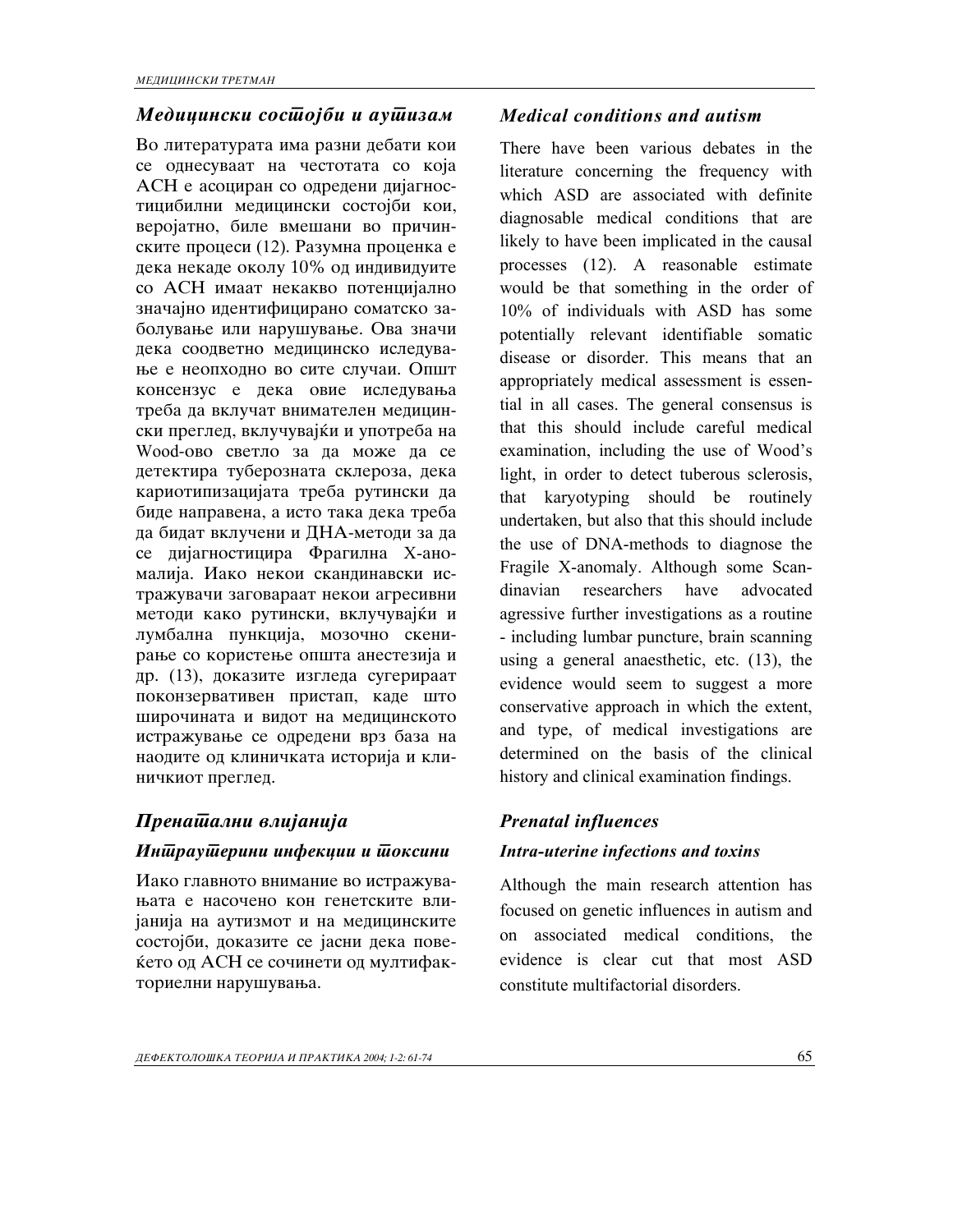## *Медицински состојби и аутизам*

Во литературата има разни дебати кои се однесуваат на честотата со која АСН е асоциран со одредени дијагноститицибилни медицински состојби кои, веројатно, биле вмешани во причинските процеси (12). Разумна проценка е дека некаде околу 10% од индивидуите со АСН имаат некакво потенцијално значајно идентифицирано соматско заболување или нарушување. Ова значи дека соодветно медицинско иследување е неопходно во сите случаи. Општ консензус е дека овие иследувања треба да вклучат внимателен медицински преглед, вклучувајќи и употреба на Wood-ово светло за да може да се детектира туберозната склероза, дека кариотипизацијата треба рутински да биде направена, а исто така дека треба да бидат вклучени и ДНА-методи за да се дијагностицира Фрагилна Х-аномалија. Иако некои скандинавски истражувачи заговараат некои агресивни методи како рутински, вклучувајќи и лумбална пункција, мозочно скенирање со користење општа анестезија и др. (13), доказите изгледа сугерираат поконзервативен пристап, каде што широчината и видот на медицинското истражување се одреди врз база на наодите од клиничката историја и клиничкиот преглед.

## *Пренатални влијанија*

### *Интраутерини инфекции и токсини*

Иако главното внимание во истражувањата е насочено кон генетските влијанија на аутизмот и на медицинските состојби, доказите се јасни дека повеќето од АСН се сочинети од мултифакториелни нарушувања.

## *Medical conditions and autism*

There have been various debates in the literature concerning the frequency with which ASD are associated with definite diagnosable medical conditions that are likely to have been implicated in the causal processes (12). A reasonable estimate would be that something in the order of 10% of individuals with ASD has some potentially relevant identifiable somatic disease or disorder. This means that an appropriately medical assessment is essential in all cases. The general consensus is that this should include careful medical examination, including the use of Wood's light, in order to detect tuberous sclerosis, that karyotyping should be routinely undertaken, but also that this should include the use of DNA-methods to diagnose the Fragile X-anomaly. Although some Scandinavian researchers have advocated agressive further investigations as a routine - including lumbar puncture, brain scanning using a general anaesthetic, etc. (13), the evidence would seem to suggest a more conservative approach in which the extent, and type, of medical investigations are determined on the basis of the clinical history and clinical examination findings.

## *Prenatal influences*

### *Intra-uterine infections and toxins*

Although the main research attention has focused on genetic influences in autism and on associated medical conditions, the evidence is clear cut that most ASD constitute multifactorial disorders.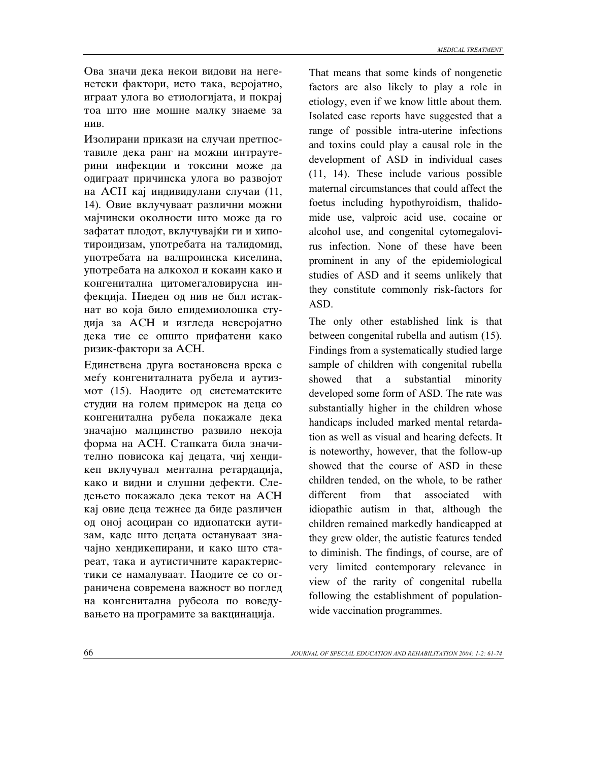Ова значи дека некои видови на негенетски фактори, исто така, веројатно, играат улога во етиологијата, и покрај тоа што ние мошне малку знаеме за нив.

Изолирани прикази на случаи претпоставиле дека ранг на можни интраутерини инфекции и токсини може да одиграат причинска улога во развојот на АСН кај индивидулани случаи (11, 14). Овие вклучуваат различни можни мајчински околности што може да го зафатат плодот, вклучувајќи ги и хипотироидизам, употребата на талидомид, употребата на валпроинска киселина, употребата на алкохол и кокаин како и конгенитална цитомегаловирусна инфекција. Ниеден од нив не бил истакнат во која било епидемиолошка студија за АСН и изгледа неверојатно дека тие се општо прифатени како ризик-фактори за АСН.

Единствена друга востановена врска е меѓу конгениталната рубела и аутизмот (15). Наодите од систематските студии на голем примерок на деца со конгенитална рубела покажале дека значајно малцинство развило некоја форма на АСН. Стапката била значително повисока кај децата, чиј хендикеп вклучувал ментална ретардација, како и видни и слушни дефекти. Следењето покажало дека текот на АСН кај овие деца тежнее да биде различен од оној асоциран со идиопатски аутизам, каде што децата остануваат значајно хендикепирани, и како што стареат, така и аутистичните карактеристики се намалуваат. Наодите се со ограничена современа важност во поглед на конгенитална рубеола по воведувањето на програмите за вакцинација.

That means that some kinds of nongenetic factors are also likely to play a role in etiology, even if we know little about them. Isolated case reports have suggested that a range of possible intra-uterine infections and toxins could play a causal role in the development of ASD in individual cases (11, 14). These include various possible maternal circumstances that could affect the foetus including hypothyroidism, thalidomide use, valproic acid use, cocaine or alcohol use, and congenital cytomegalovirus infection. None of these have been prominent in any of the epidemiological studies of ASD and it seems unlikely that they constitute commonly risk-factors for ASD.

The only other established link is that between congenital rubella and autism (15). Findings from a systematically studied large sample of children with congenital rubella showed that a substantial minority developed some form of ASD. The rate was substantially higher in the children whose handicaps included marked mental retardation as well as visual and hearing defects. It is noteworthy, however, that the follow-up showed that the course of ASD in these children tended, on the whole, to be rather different from that associated with idiopathic autism in that, although the children remained markedly handicapped at they grew older, the autistic features tended to diminish. The findings, of course, are of very limited contemporary relevance in view of the rarity of congenital rubella following the establishment of population-wide vaccination programmes.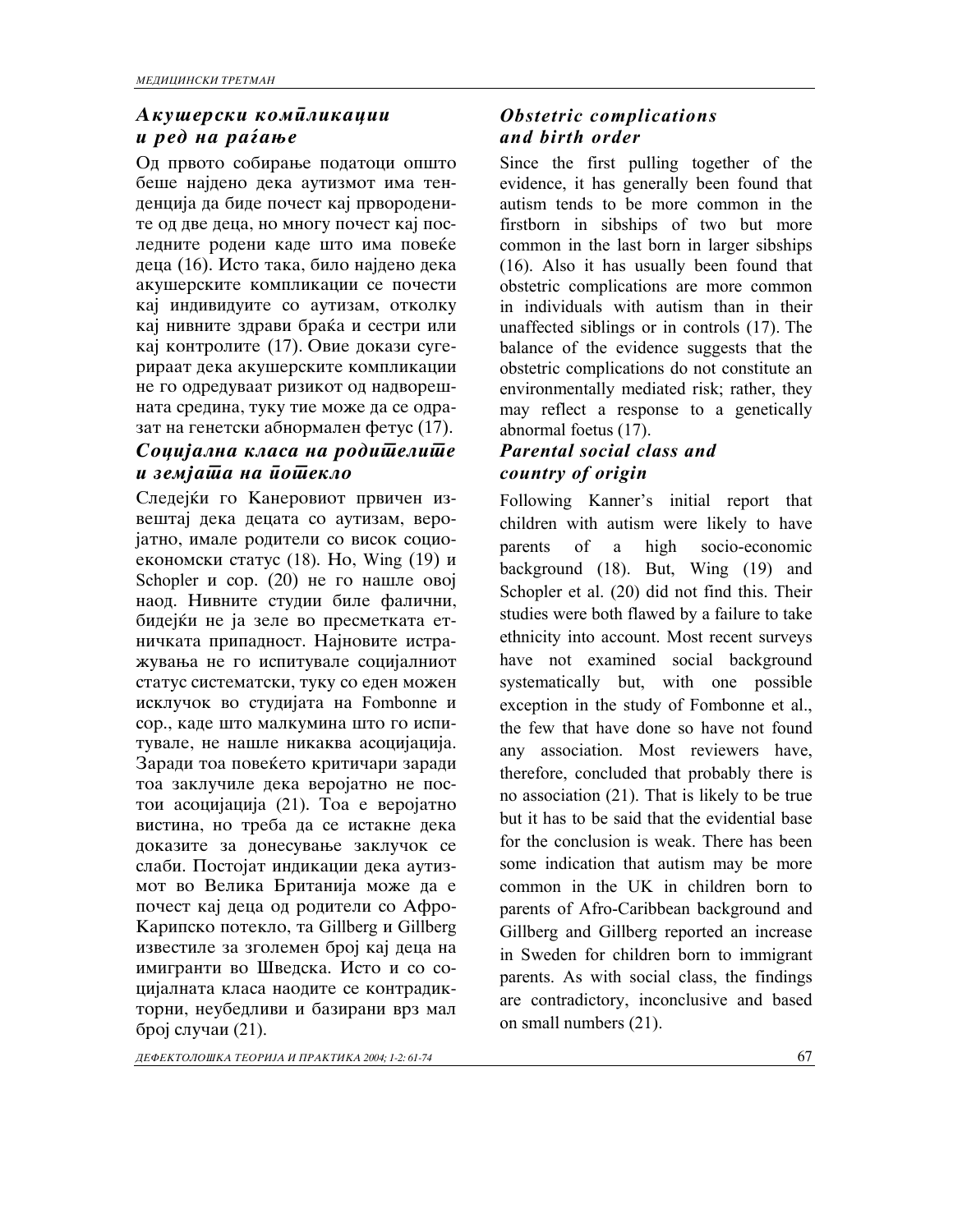## *Акушерски компликации и ред на раѓање*

Од првото собирање податоци општо беше најдено дека аутизмот има тенденција да биде почест кај прворождените од две деца, но многу почест кај последните родени каде што има повеќе деца (16). Исто така, било најдено дека акушерските компликации се почести кај индивидуите со аутизам, отколку кај нивните здрави браќа и сестри или кај контролите (17). Овие докази сугерираат дека акушерските компликации не го одредуваат ризикот од надворешната средина, туку тие може да се одразат на генетски абнормален фетус (17).

## *Социјална класа на родителите и земјата на потекло*

Следејќи го Канеровиот првичен извештај дека децата со аутизам, веројатно, имале родители со висок социоекономски статус (18). Но, Wing (19) и Schopler и сор. (20) не го нашле овој наод. Нивните студии биле фалични, бидејќи не ја зеле во пресметката етничката припадност. Најновите истражувања не го испитувале социјалниот статус систематски, туку со еден можен исклучок во студијата на Fombonne и сор., каде што малкумина што го испитувале, не нашле никаква асоцијација. Заради тоа повеќето критичари заради тоа заклучиле дека веројатно не постои асоцијација (21). Тоа е веројатно вистина, но треба да се истакне дека доказите за донесување заклучок се слаби. Постојат индикации дека аутизмот во Велика Британија може да е почест кај деца од родители со Афро-Карипско потекло, та Gillberg и Gillberg известиле за зголемен број кај деца на имигранти во Шведска. Исто и со социјалната класа наодите се контрадикторни, неубедливи и базирани врз мал број случаи (21).

## *Obstetric complications and birth order*

Since the first pulling together of the evidence, it has generally been found that autism tends to be more common in the firstborn in sibships of two but more common in the last born in larger sibships (16). Also it has usually been found that obstetric complications are more common in individuals with autism than in their unaffected siblings or in controls (17). The balance of the evidence suggests that the obstetric complications do not constitute an environmentally mediated risk; rather, they may reflect a response to a genetically abnormal foetus (17).

## *Parental social class and country of origin*

Following Kanner's initial report that children with autism were likely to have parents of a high socio-economic background (18). But, Wing (19) and Schopler et al. (20) did not find this. Their studies were both flawed by a failure to take ethnicity into account. Most recent surveys have not examined social background systematically but, with one possible exception in the study of Fombonne et al., the few that have done so have not found any association. Most reviewers have, therefore, concluded that probably there is no association (21). That is likely to be true but it has to be said that the evidential base for the conclusion is weak. There has been some indication that autism may be more common in the UK in children born to parents of Afro-Caribbean background and Gillberg and Gillberg reported an increase in Sweden for children born to immigrant parents. As with social class, the findings are contradictory, inconclusive and based on small numbers (21).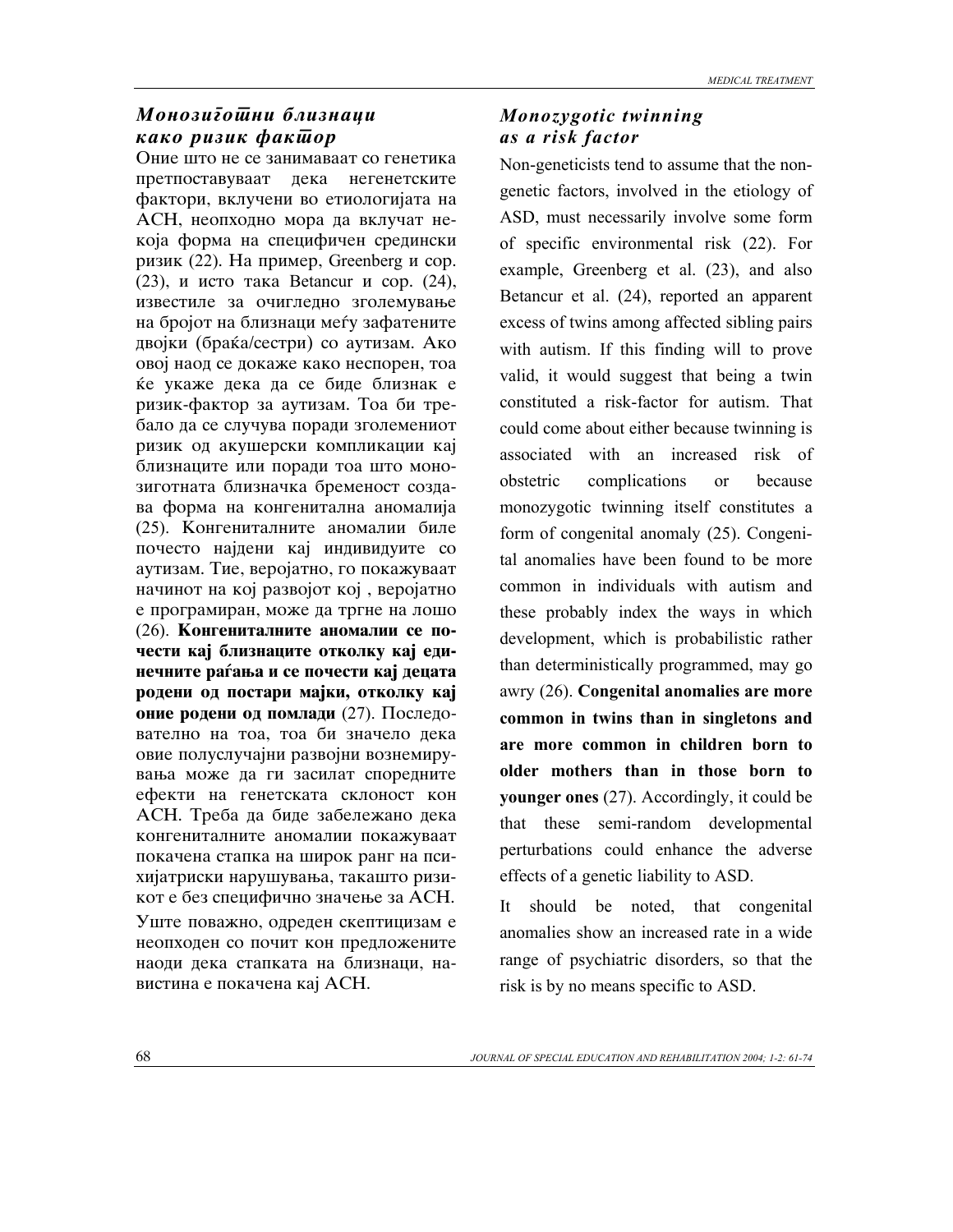## *Монозиготни близнаци како ризик фактор*

Оние што не се занимаваат со генетика претпоставуваат дека негенетските фактори, вклучени во етиологијата на АСН, неопходно мора да вклучат некоја форма на специфичен средински ризик (22). На пример, Greenberg и сор. (23), и исто така Betancur и сор. (24), известиле за очигледно зголемување на бројот на близнаци меѓу зафатените двојки (браќа/сестри) со аутизам. Ако овој наод се докаже како неспорен, тоа ќе укаже дека да се биде близнак е ризик-фактор за аутизам. Тоа би требало да се случува поради зголемениот ризик од акушерски компликации кај близнаците или поради тоа што монозиготната близначка бременост создава форма на конгенитална аномалија (25). Конгениталните аномалии биле почесто најдени кај индивидуите со аутизам. Тие, веројатно, го покажуваат начинот на кој развојот кој , веројатно е програмиран, може да тргне на лошо (26). **Конгениталните аномалии се почести кај близнаците отколку кај единечните раѓања и се почести кај децата родени од постари мајки, отколку кај оние родени од помлади** (27). Последователно на тоа, тоа би значело дека овие полуслучајни развојни вознемирувања може да ги засилат споредните ефекти на генетската склоност кон АСН. Треба да биде забележано дека конгениталните аномалии покажуваат покачена стапка на широк ранг на психијатриски нарушувања, такашто ризикот е без специфично значење за АСН.

Уште поважно, одреден скептицизам е неопходен со почит кон предложените наоди дека стапката на близнаци, навистина е покачена кај АСН.

## *Monozygotic twinning as a risk factor*

Non-geneticists tend to assume that the non-genetic factors, involved in the etiology of ASD, must necessarily involve some form of specific environmental risk (22). For example, Greenberg et al. (23), and also Betancur et al. (24), reported an apparent excess of twins among affected sibling pairs with autism. If this finding will to prove valid, it would suggest that being a twin constituted a risk-factor for autism. That could come about either because twinning is associated with an increased risk of obstetric complications or because monozygotic twinning itself constitutes a form of congenital anomaly (25). Congenital anomalies have been found to be more common in individuals with autism and these probably index the ways in which development, which is probabilistic rather than deterministically programmed, may go awry (26). **Congenital anomalies are more common in twins than in singletons and are more common in children born to older mothers than in those born to younger ones** (27). Accordingly, it could be that these semi-random developmental perturbations could enhance the adverse effects of a genetic liability to ASD.

It should be noted, that congenital anomalies show an increased rate in a wide range of psychiatric disorders, so that the risk is by no means specific to ASD.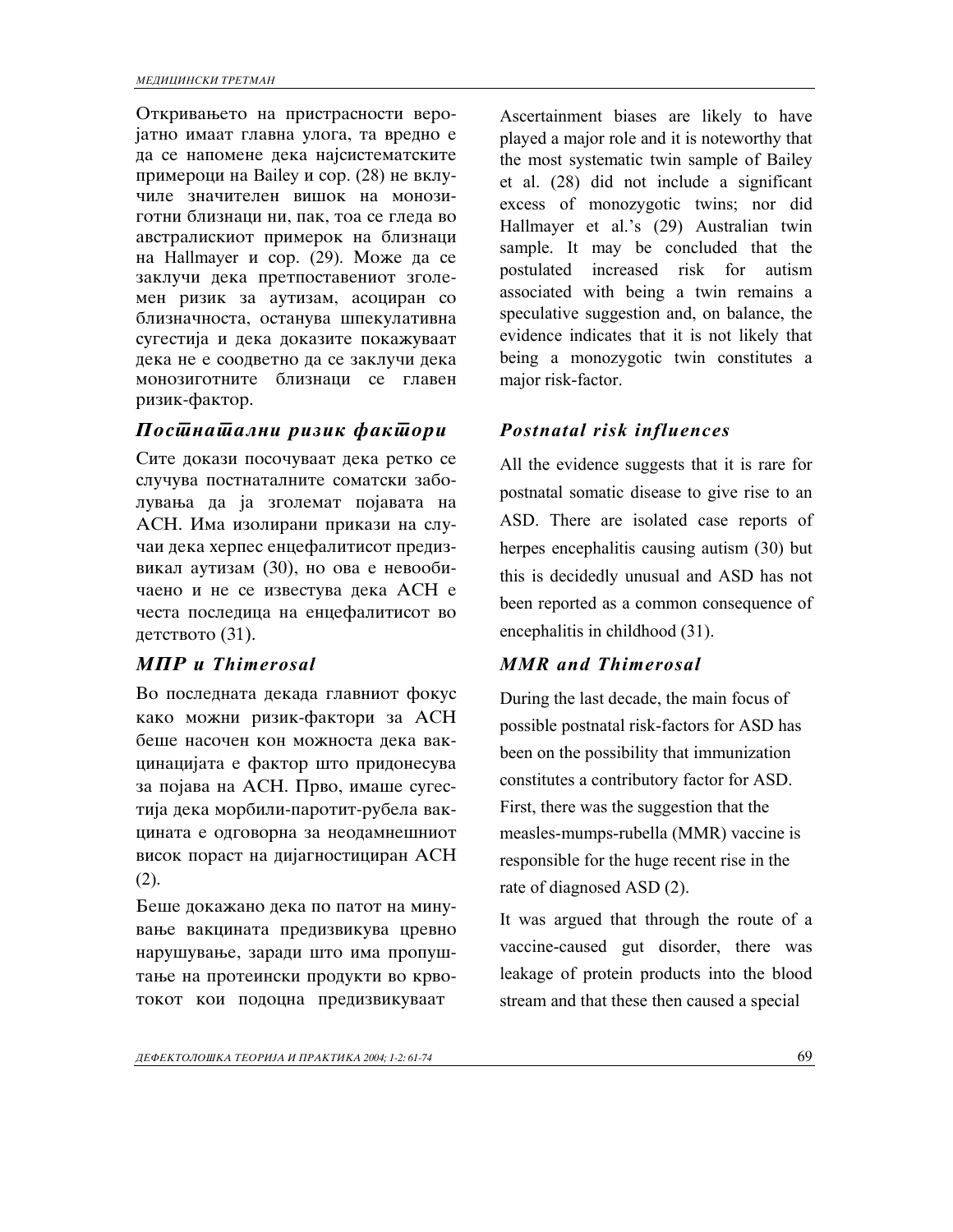Откривањето на пристрасности веројатно имаат главна улога, та вредно е да се напомене дека најсистематските примероци на Bailey и сор. (28) не вклучиле значителен вишок на монозиготни близнаци ни, пак, тоа се гледа во австралискиот примерок на близнаци на Hallmayer и сор. (29). Може да се заклучи дека претпоставениот зголемен ризик за аутизам, асоциран со близначноста, останува шпекулативна сугестија и дека доказите покажуваат дека не е соодветно да се заклучи дека монозиготните близнаци се главен ризик-фактор.

## *Постнатални ризик фактори*

Сите докази посочуваат дека ретко се случува постнаталните соматски заболувања да ја зголемат појавата на АСН. Има изолирани прикази на случаи дека херпес енцефалитисот предизвикал аутизам (30), но ова е невообичаено и не се известува дека АСН е честа последица на енцефалитисот во детството (31).

## *МПР и Thimerosal*

Во последната декада главниот фокус како можни ризик-фактори за АСН беше насочен кон можноста дека вакцинацијата е фактор што придонесува за појава на АСН. Прво, имаше сугестија дека морбили-паротит-рубела вакцината е одговорна за неодамнешниот висок пораст на дијагностициран АСН (2).

Беше докажано дека по патот на минување вакцината предизвикува цревно нарушување, заради што има пропуштање на протеински продукти во крвотокот кои подоцна предизвикуваат

Ascertainment biases are likely to have played a major role and it is noteworthy that the most systematic twin sample of Bailey et al. (28) did not include a significant excess of monozygotic twins; nor did Hallmayer et al.'s (29) Australian twin sample. It may be concluded that the postulated increased risk for autism associated with being a twin remains a speculative suggestion and, on balance, the evidence indicates that it is not likely that being a monozygotic twin constitutes a major risk-factor.

## *Postnatal risk influences*

All the evidence suggests that it is rare for postnatal somatic disease to give rise to an ASD. There are isolated case reports of herpes encephalitis causing autism (30) but this is decidedly unusual and ASD has not been reported as a common consequence of encephalitis in childhood (31).

## *MMR and Thimerosal*

During the last decade, the main focus of possible postnatal risk-factors for ASD has been on the possibility that immunization constitutes a contributory factor for ASD. First, there was the suggestion that the measles-mumps-rubella (MMR) vaccine is responsible for the huge recent rise in the rate of diagnosed ASD (2).

It was argued that through the route of a vaccine-caused gut disorder, there was leakage of protein products into the blood stream and that these then caused a special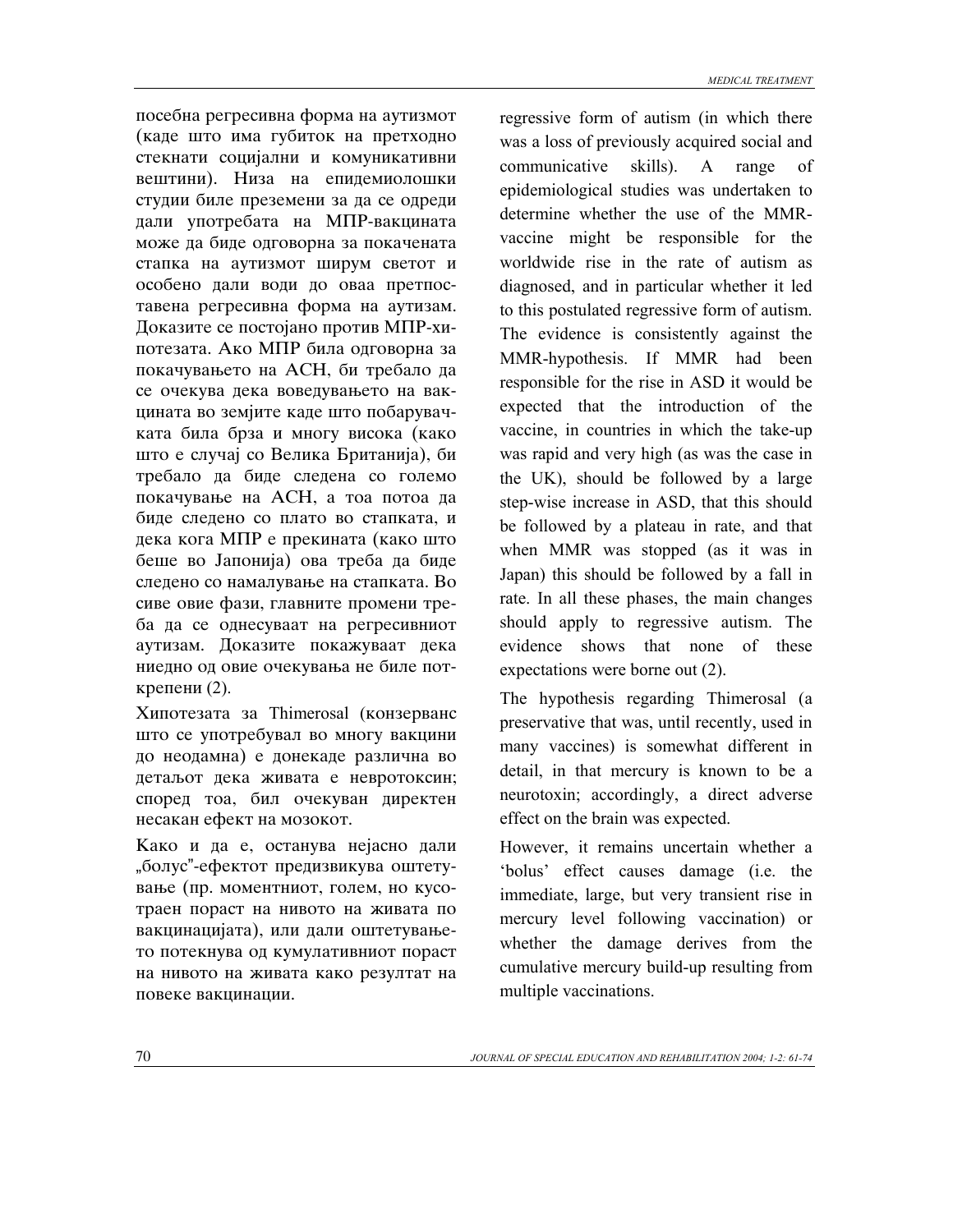посебна регресивна форма на аутизмот (каде што има губиток на претходно стекнати социјални и комуникативни вештини). Низа на епидемиолошки студии биле преземени за да се одреди дали употребата на МПР-вакцината може да биде одговорна за покачената стапка на аутизмот ширум светот и особено дали води до оваа претпоставена регресивна форма на аутизам. Доказите се постојано против МПР-хипотезата. Ако МПР била одговорна за покачувањето на АСН, би требало да се очекува дека воведувањето на вакцината во земјите каде што побарувачката била брза и многу висока (како што е случај со Велика Британија), би требало да биде следена со големо покачување на АСН, а тоа потоа да биде следено со плато во стапката, и дека кога МПР е прекината (како што беше во Јапонија) ова треба да биде следено со намалување на стапката. Во сиве овие фази, главните промени треба да се однесуваат на регресивниот аутизам. Доказите покажуваат дека ниедно од овие очекувања не биле поткрепени (2).

Хипотезата за Thimerosal (конзерванс што се употребувал во многу вакцини до неодамна) е донекаде различна во детаљот дека живата е невротоксин; според тоа, бил очекуван директен несакан ефект на мозокот.

Како и да е, останува нејасно дали „болус"-ефектот предизвикува оштетување (пр. моментниот, голем, но кусотраен пораст на нивото на живата по вакцинацијата), или дали оштетувањето потекнува од кумулативниот пораст на нивото на живата како резултат на повеке вакцинации.

regressive form of autism (in which there was a loss of previously acquired social and communicative skills). A range of epidemiological studies was undertaken to determine whether the use of the MMR-vaccine might be responsible for the worldwide rise in the rate of autism as diagnosed, and in particular whether it led to this postulated regressive form of autism. The evidence is consistently against the MMR-hypothesis. If MMR had been responsible for the rise in ASD it would be expected that the introduction of the vaccine, in countries in which the take-up was rapid and very high (as was the case in the UK), should be followed by a large step-wise increase in ASD, that this should be followed by a plateau in rate, and that when MMR was stopped (as it was in Japan) this should be followed by a fall in rate. In all these phases, the main changes should apply to regressive autism. The evidence shows that none of these expectations were borne out (2).

The hypothesis regarding Thimerosal (a preservative that was, until recently, used in many vaccines) is somewhat different in detail, in that mercury is known to be a neurotoxin; accordingly, a direct adverse effect on the brain was expected.

However, it remains uncertain whether a 'bolus' effect causes damage (i.e. the immediate, large, but very transient rise in mercury level following vaccination) or whether the damage derives from the cumulative mercury build-up resulting from multiple vaccinations.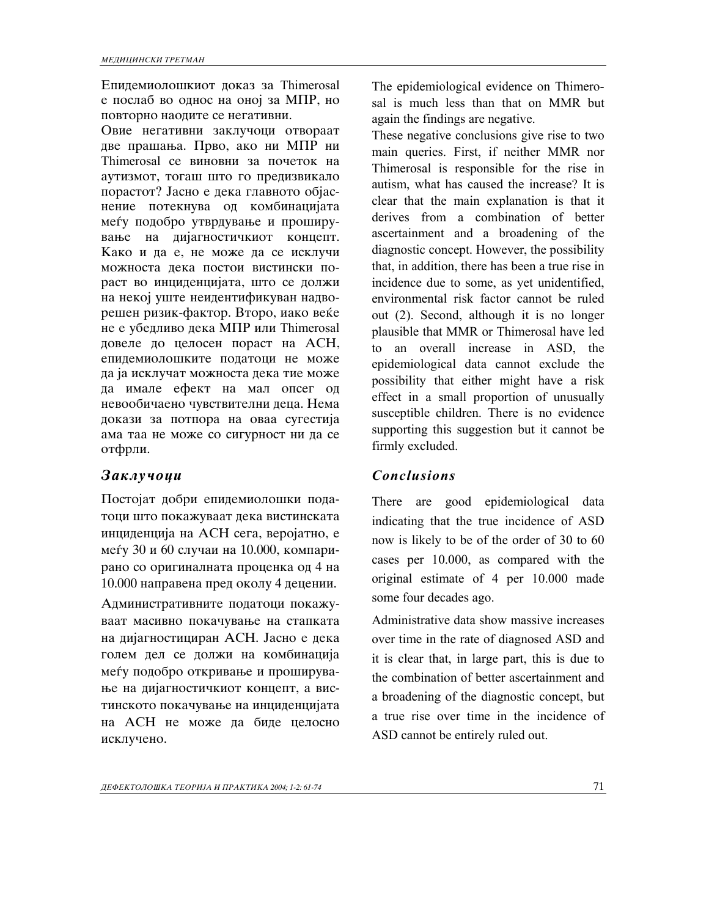Епидемиолошкиот доказ за Thimerosal е послаб во однос на оној за МПР, но повторно наодите се негативни.

Овие негативни заклучоци отвораат две прашања. Прво, ако ни МПР ни Thimerosal се виновни за почеток на аутизмот, тогаш што го предизвикало порастот? Јасно е дека главното објаснение потекнува од комбинацијата меѓу подобро утврдување и проширување на дијагностичкиот концепт. Како и да е, не може да се исклучи можноста дека постои вистински пораст во инциденцијата, што се должи на некој уште неидентификуван надворешен ризик-фактор. Второ, иако веќе не е убедливо дека МПР или Thimerosal довеле до целосен пораст на АСН, епидемиолошките податоци не може да ја исклучат можноста дека тие може да имале ефект на мал опсег од невообичаено чувствителни деца. Нема докази за потпора на оваа сугестија ама таа не може со сигурност ни да се отфрли.

### *Заклучоци*

Постојат добри епидемиолошки податоци што покажуваат дека вистинската инциденција на АСН сега, веројатно, е меѓу 30 и 60 случаи на 10.000, компарирано со оригиналната проценка од 4 на 10.000 направена пред околу 4 децении.

Административните податоци покажуваат масивно покачување на стапката на дијагностициран АСН. Јасно е дека голем дел се должи на комбинација меѓу подобро откривање и проширување на дијагностичкиот концепт, а вистинското покачување на инциденцијата на АСН не може да биде целосно исклучено.

The epidemiological evidence on Thimerosal is much less than that on MMR but again the findings are negative.

These negative conclusions give rise to two main queries. First, if neither MMR nor Thimerosal is responsible for the rise in autism, what has caused the increase? It is clear that the main explanation is that it derives from a combination of better ascertainment and a broadening of the diagnostic concept. However, the possibility that, in addition, there has been a true rise in incidence due to some, as yet unidentified, environmental risk factor cannot be ruled out (2). Second, although it is no longer plausible that MMR or Thimerosal have led to an overall increase in ASD, the epidemiological data cannot exclude the possibility that either might have a risk effect in a small proportion of unusually susceptible children. There is no evidence supporting this suggestion but it cannot be firmly excluded.

### *Conclusions*

There are good epidemiological data indicating that the true incidence of ASD now is likely to be of the order of 30 to 60 cases per 10.000, as compared with the original estimate of 4 per 10.000 made some four decades ago.

Administrative data show massive increases over time in the rate of diagnosed ASD and it is clear that, in large part, this is due to the combination of better ascertainment and a broadening of the diagnostic concept, but a true rise over time in the incidence of ASD cannot be entirely ruled out.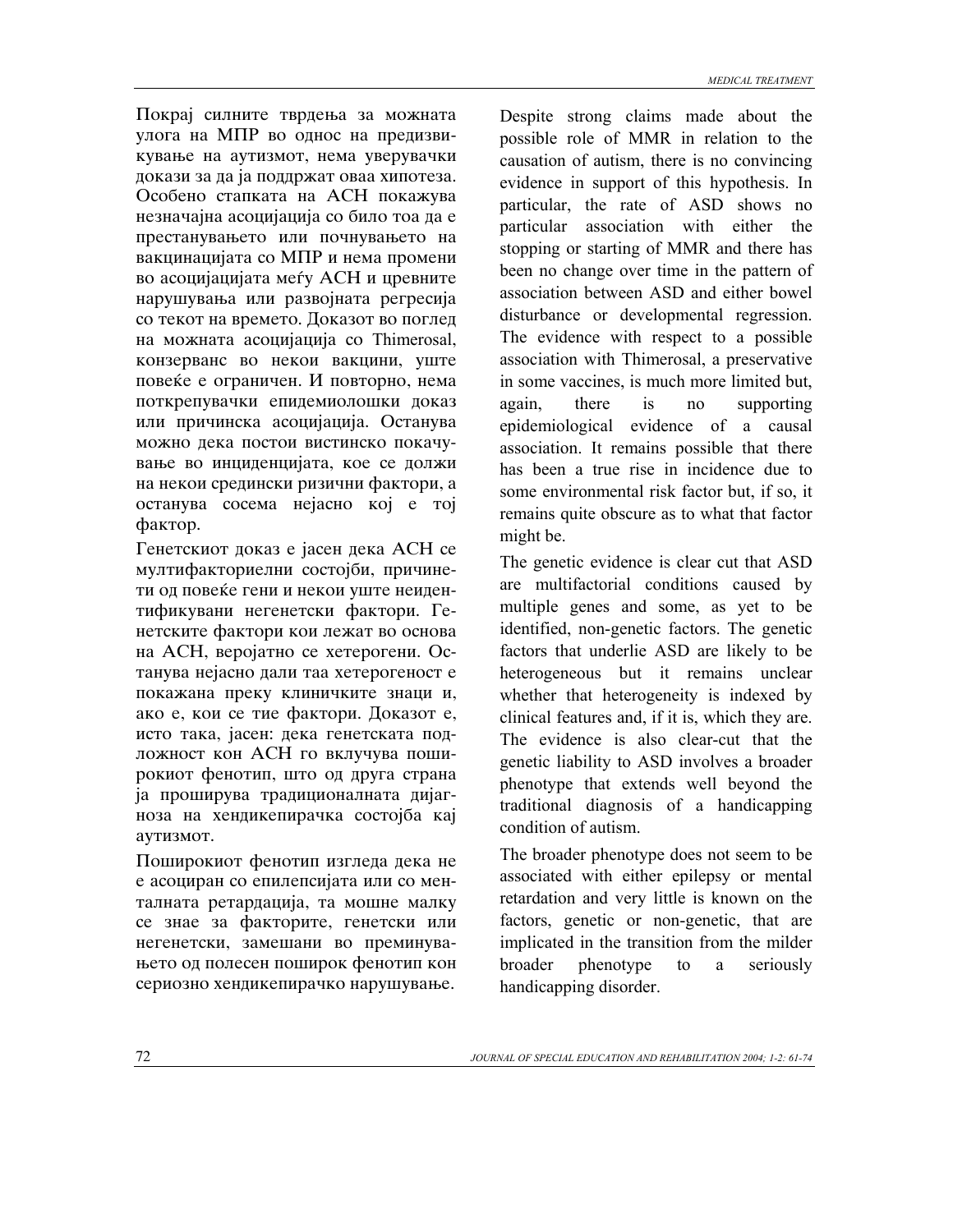Покрај силните тврдења за можната улога на МПР во однос на предизвикување на аутизмот, нема уверувачки докази за да ја поддржат оваа хипотеза. Особено стапката на АСН покажува незначајна асоцијација со било тоа да е престанувањето или почнувањето на вакцинацијата со МПР и нема промени во асоцијацијата меѓу АСН и цревните нарушувања или развојната регресија со текот на времето. Доказот во поглед на можната асоцијација со Thimerosal, конзерванс во некои вакцини, уште повеќе е ограничен. И повторно, нема поткрепувачки епидемиолошки доказ или причинска асоцијација. Останува можно дека постои вистинско покачување во инциденцијата, кое се должи на некои средински ризични фактори, а останува сосема нејасно кој е тој фактор.

Генетскиот доказ е јасен дека АСН се мултифакториелни состојби, причинети од повеќе гени и некои уште неидентификувани негенетски фактори. Генетските фактори кои лежат во основа на АСН, веројатно се хетерогени. Останува нејасно дали таа хетерогеност е покажана преку клиничките знаци и, ако е, кои се тие фактори. Доказот е, исто така, јасен: дека генетската подложност кон АСН го вклучува поширокиот фенотип, што од друга страна ја проширува традиционалната дијагноза на хендикепирачка состојба кај аутизмот.

Поширокиот фенотип изгледа дека не е асоциран со епилепсијата или со менталната ретардација, та мошне малку се знае за факторите, генетски или негенетски, замешани во преминувањето од полесен поширок фенотип кон сериозно хендикепирачко нарушување.

Despite strong claims made about the possible role of MMR in relation to the causation of autism, there is no convincing evidence in support of this hypothesis. In particular, the rate of ASD shows no particular association with either the stopping or starting of MMR and there has been no change over time in the pattern of association between ASD and either bowel disturbance or developmental regression. The evidence with respect to a possible association with Thimerosal, a preservative in some vaccines, is much more limited but, again, there is no supporting epidemiological evidence of a causal association. It remains possible that there has been a true rise in incidence due to some environmental risk factor but, if so, it remains quite obscure as to what that factor might be.

The genetic evidence is clear cut that ASD are multifactorial conditions caused by multiple genes and some, as yet to be identified, non-genetic factors. The genetic factors that underlie ASD are likely to be heterogeneous but it remains unclear whether that heterogeneity is indexed by clinical features and, if it is, which they are. The evidence is also clear-cut that the genetic liability to ASD involves a broader phenotype that extends well beyond the traditional diagnosis of a handicapping condition of autism.

The broader phenotype does not seem to be associated with either epilepsy or mental retardation and very little is known on the factors, genetic or non-genetic, that are implicated in the transition from the milder broader phenotype to a seriously handicapping disorder.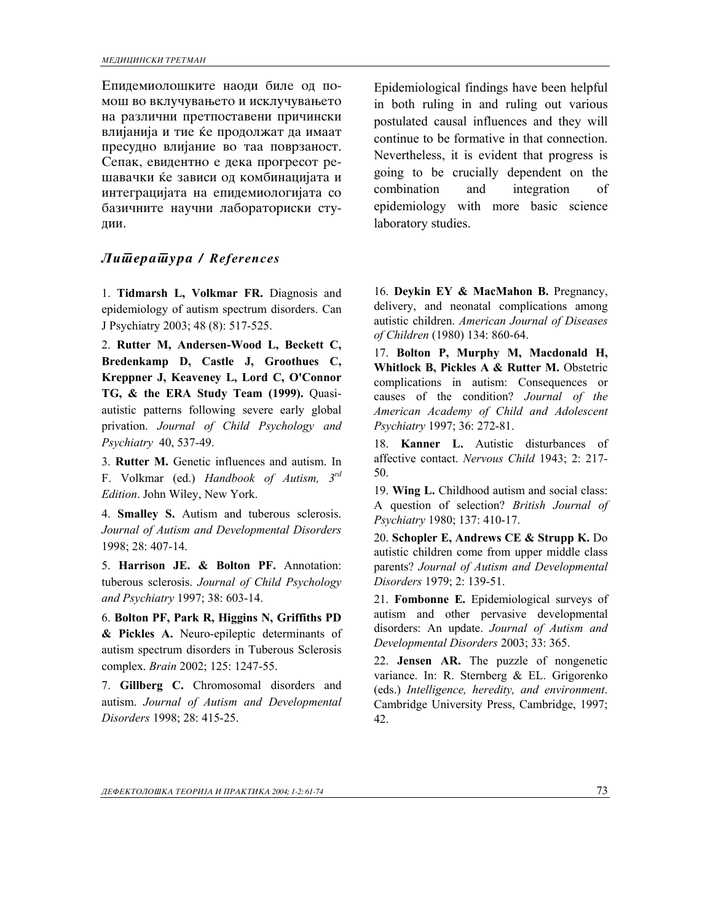Епидемиолошките наоди биле од помош во вклучувањето и исклучувањето на различни претпоставени причински влијанија и тие ќе продолжат да имаат пресудно влијание во таа поврзаност. Сепак, евидентно е дека прогресот решавачки ќе зависи од комбинацијата и интеграцијата на епидемиологијата со базичните научни лабораториски студии.

Epidemiological findings have been helpful in both ruling in and ruling out various postulated causal influences and they will continue to be formative in that connection. Nevertheless, it is evident that progress is going to be crucially dependent on the combination and integration of epidemiology with more basic science laboratory studies.

## *Литература / References*

1. **Tidmarsh L, Volkmar FR.** Diagnosis and epidemiology of autism spectrum disorders. Can J Psychiatry 2003; 48 (8): 517-525.

2. **Rutter M, Andersen-Wood L, Beckett C, Bredenkamp D, Castle J, Groothues C, Kreppner J, Keaveney L, Lord C, O'Connor TG, & the ERA Study Team (1999).** Quasi-autistic patterns following severe early global privation. *Journal of Child Psychology and Psychiatry* 40, 537-49.

3. **Rutter M.** Genetic influences and autism. In F. Volkmar (ed.) *Handbook of Autism, 3rd Edition*. John Wiley, New York.

4. **Smalley S.** Autism and tuberous sclerosis. *Journal of Autism and Developmental Disorders* 1998; 28: 407-14.

5. **Harrison JE. & Bolton PF.** Annotation: tuberous sclerosis. *Journal of Child Psychology and Psychiatry* 1997; 38: 603-14.

6. **Bolton PF, Park R, Higgins N, Griffiths PD & Pickles A.** Neuro-epileptic determinants of autism spectrum disorders in Tuberous Sclerosis complex. *Brain* 2002; 125: 1247-55.

7. **Gillberg C.** Chromosomal disorders and autism. *Journal of Autism and Developmental Disorders* 1998; 28: 415-25.

16. **Deykin EY & MacMahon B.** Pregnancy, delivery, and neonatal complications among autistic children. *American Journal of Diseases of Children* (1980) 134: 860-64.

17. **Bolton P, Murphy M, Macdonald H, Whitlock B, Pickles A & Rutter M.** Obstetric complications in autism: Consequences or causes of the condition? *Journal of the American Academy of Child and Adolescent Psychiatry* 1997; 36: 272-81.

18. **Kanner L.** Autistic disturbances of affective contact. *Nervous Child* 1943; 2: 217-50.

19. **Wing L.** Childhood autism and social class: A question of selection? *British Journal of Psychiatry* 1980; 137: 410-17.

20. **Schopler E, Andrews CE & Strupp K.** Do autistic children come from upper middle class parents? *Journal of Autism and Developmental Disorders* 1979; 2: 139-51.

21. **Fombonne E.** Epidemiological surveys of autism and other pervasive developmental disorders: An update. *Journal of Autism and Developmental Disorders* 2003; 33: 365.

22. **Jensen AR.** The puzzle of nongenetic variance. In: R. Sternberg & EL. Grigorenko (eds.) *Intelligence, heredity, and environment*. Cambridge University Press, Cambridge, 1997; 42.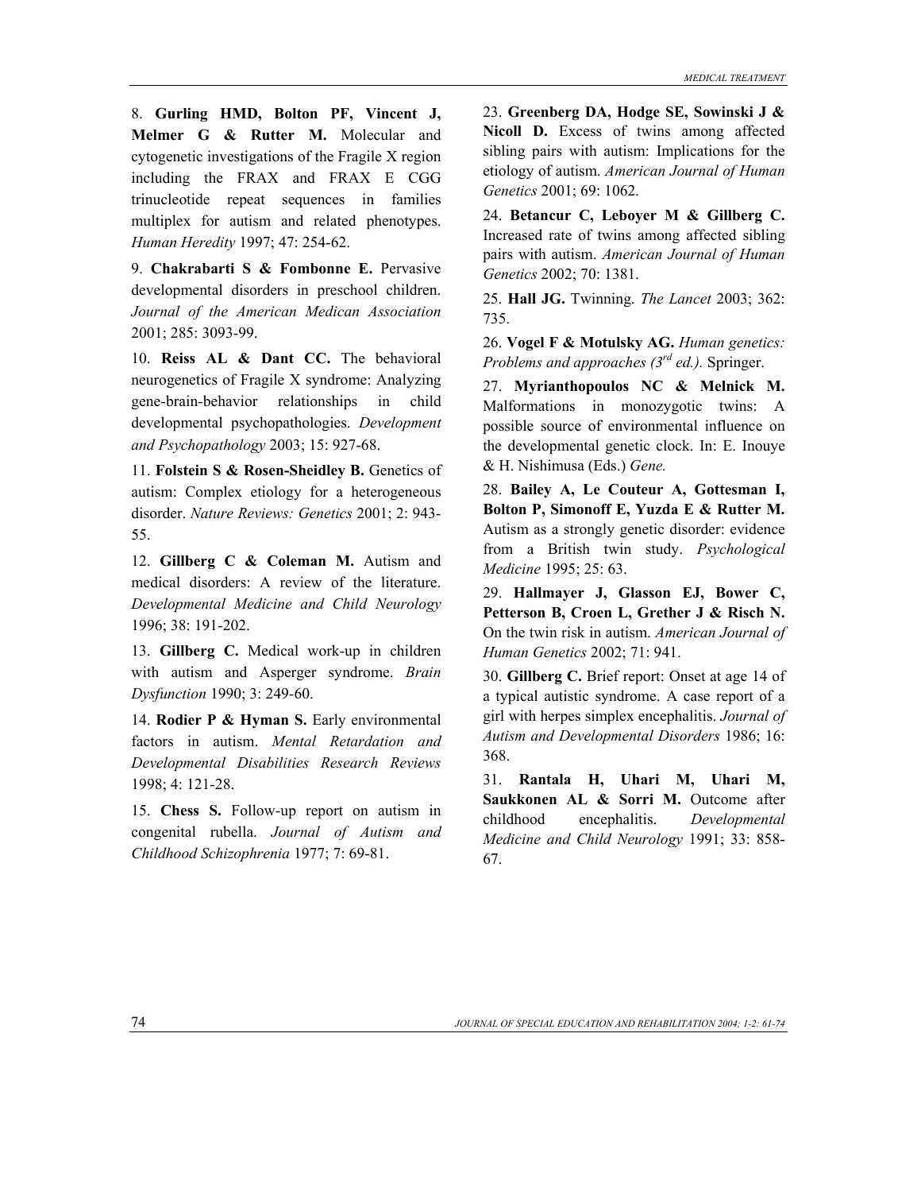8. **Gurling HMD, Bolton PF, Vincent J, Melmer G & Rutter M.** Molecular and cytogenetic investigations of the Fragile X region including the FRAX and FRAX E CGG trinucleotide repeat sequences in families multiplex for autism and related phenotypes. *Human Heredity* 1997; 47: 254-62.

9. **Chakrabarti S & Fombonne E.** Pervasive developmental disorders in preschool children. *Journal of the American Medican Association* 2001; 285: 3093-99.

10. **Reiss AL & Dant CC.** The behavioral neurogenetics of Fragile X syndrome: Analyzing gene-brain-behavior relationships in child developmental psychopathologies. *Development and Psychopathology* 2003; 15: 927-68.

11. **Folstein S & Rosen-Sheidley B.** Genetics of autism: Complex etiology for a heterogeneous disorder. *Nature Reviews: Genetics* 2001; 2: 943-55.

12. **Gillberg C & Coleman M.** Autism and medical disorders: A review of the literature. *Developmental Medicine and Child Neurology* 1996; 38: 191-202.

13. **Gillberg C.** Medical work-up in children with autism and Asperger syndrome. *Brain Dysfunction* 1990; 3: 249-60.

14. **Rodier P & Hyman S.** Early environmental factors in autism. *Mental Retardation and Developmental Disabilities Research Reviews* 1998; 4: 121-28.

15. **Chess S.** Follow-up report on autism in congenital rubella. *Journal of Autism and Childhood Schizophrenia* 1977; 7: 69-81.

23. **Greenberg DA, Hodge SE, Sowinski J & Nicoll D.** Excess of twins among affected sibling pairs with autism: Implications for the etiology of autism. *American Journal of Human Genetics* 2001; 69: 1062.

24. **Betancur C, Leboyer M & Gillberg C.** Increased rate of twins among affected sibling pairs with autism. *American Journal of Human Genetics* 2002; 70: 1381.

25. **Hall JG.** Twinning. *The Lancet* 2003; 362: 735.

26. **Vogel F & Motulsky AG.** *Human genetics: Problems and approaches (3rd ed.).* Springer.

27. **Myrianthopoulos NC & Melnick M.** Malformations in monozygotic twins: A possible source of environmental influence on the developmental genetic clock. In: E. Inouye & H. Nishimusa (Eds.) *Gene.*

28. **Bailey A, Le Couteur A, Gottesman I, Bolton P, Simonoff E, Yuzda E & Rutter M.** Autism as a strongly genetic disorder: evidence from a British twin study. *Psychological Medicine* 1995; 25: 63.

29. **Hallmayer J, Glasson EJ, Bower C, Petterson B, Croen L, Grether J & Risch N.** On the twin risk in autism. *American Journal of Human Genetics* 2002; 71: 941.

30. **Gillberg C.** Brief report: Onset at age 14 of a typical autistic syndrome. A case report of a girl with herpes simplex encephalitis. *Journal of Autism and Developmental Disorders* 1986; 16: 368.

31. **Rantala H, Uhari M, Uhari M, Saukkonen AL & Sorri M.** Outcome after childhood encephalitis. *Developmental Medicine and Child Neurology* 1991; 33: 858-67.